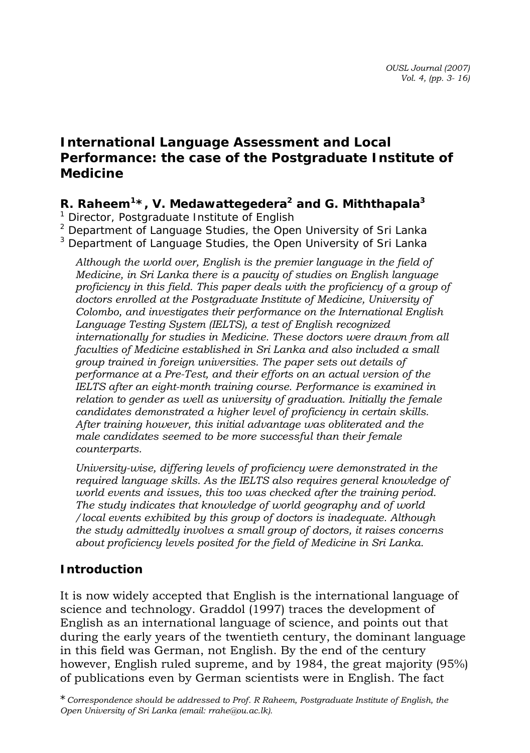# International Language Assessment and Local Performance: the case of the Postgraduate Institute of Medicine

**R. Raheem[1]\*, V. Medawattegedera[2] and G. Miththapala[3]**

[1] Director, Postgraduate Institute of English

[2] Department of Language Studies, the Open University of Sri Lanka

[3] Department of Language Studies, the Open University of Sri Lanka

*Although the world over, English is the premier language in the field of Medicine, in Sri Lanka there is a paucity of studies on English language proficiency in this field. This paper deals with the proficiency of a group of doctors enrolled at the Postgraduate Institute of Medicine, University of Colombo, and investigates their performance on the International English Language Testing System (IELTS), a test of English recognized internationally for studies in Medicine. These doctors were drawn from all faculties of Medicine established in Sri Lanka and also included a small group trained in foreign universities. The paper sets out details of performance at a Pre-Test, and their efforts on an actual version of the IELTS after an eight-month training course. Performance is examined in relation to gender as well as university of graduation. Initially the female candidates demonstrated a higher level of proficiency in certain skills. After training however, this initial advantage was obliterated and the male candidates seemed to be more successful than their female counterparts.*

*University-wise, differing levels of proficiency were demonstrated in the required language skills. As the IELTS also requires general knowledge of world events and issues, this too was checked after the training period. The study indicates that knowledge of world geography and of world /local events exhibited by this group of doctors is inadequate. Although the study admittedly involves a small group of doctors, it raises concerns about proficiency levels posited for the field of Medicine in Sri Lanka.*

## Introduction

It is now widely accepted that English is the international language of science and technology. Graddol (1997) traces the development of English as an international language of science, and points out that during the early years of the twentieth century, the dominant language in this field was German, not English. By the end of the century however, English ruled supreme, and by 1984, the great majority (95%) of publications even by German scientists were in English. The fact

\* *Correspondence should be addressed to Prof. R Raheem, Postgraduate Institute of English, the Open University of Sri Lanka (email: rrahe@ou.ac.lk).*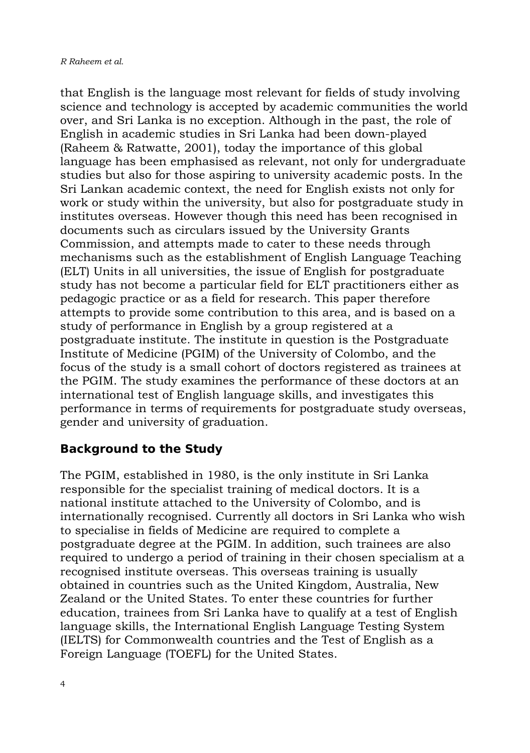that English is the language most relevant for fields of study involving science and technology is accepted by academic communities the world over, and Sri Lanka is no exception. Although in the past, the role of English in academic studies in Sri Lanka had been down-played (Raheem & Ratwatte, 2001), today the importance of this global language has been emphasised as relevant, not only for undergraduate studies but also for those aspiring to university academic posts. In the Sri Lankan academic context, the need for English exists not only for work or study within the university, but also for postgraduate study in institutes overseas. However though this need has been recognised in documents such as circulars issued by the University Grants Commission, and attempts made to cater to these needs through mechanisms such as the establishment of English Language Teaching (ELT) Units in all universities, the issue of English for postgraduate study has not become a particular field for ELT practitioners either as pedagogic practice or as a field for research. This paper therefore attempts to provide some contribution to this area, and is based on a study of performance in English by a group registered at a postgraduate institute. The institute in question is the Postgraduate Institute of Medicine (PGIM) of the University of Colombo, and the focus of the study is a small cohort of doctors registered as trainees at the PGIM. The study examines the performance of these doctors at an international test of English language skills, and investigates this performance in terms of requirements for postgraduate study overseas, gender and university of graduation.

## Background to the Study

The PGIM, established in 1980, is the only institute in Sri Lanka responsible for the specialist training of medical doctors. It is a national institute attached to the University of Colombo, and is internationally recognised. Currently all doctors in Sri Lanka who wish to specialise in fields of Medicine are required to complete a postgraduate degree at the PGIM. In addition, such trainees are also required to undergo a period of training in their chosen specialism at a recognised institute overseas. This overseas training is usually obtained in countries such as the United Kingdom, Australia, New Zealand or the United States. To enter these countries for further education, trainees from Sri Lanka have to qualify at a test of English language skills, the International English Language Testing System (IELTS) for Commonwealth countries and the Test of English as a Foreign Language (TOEFL) for the United States.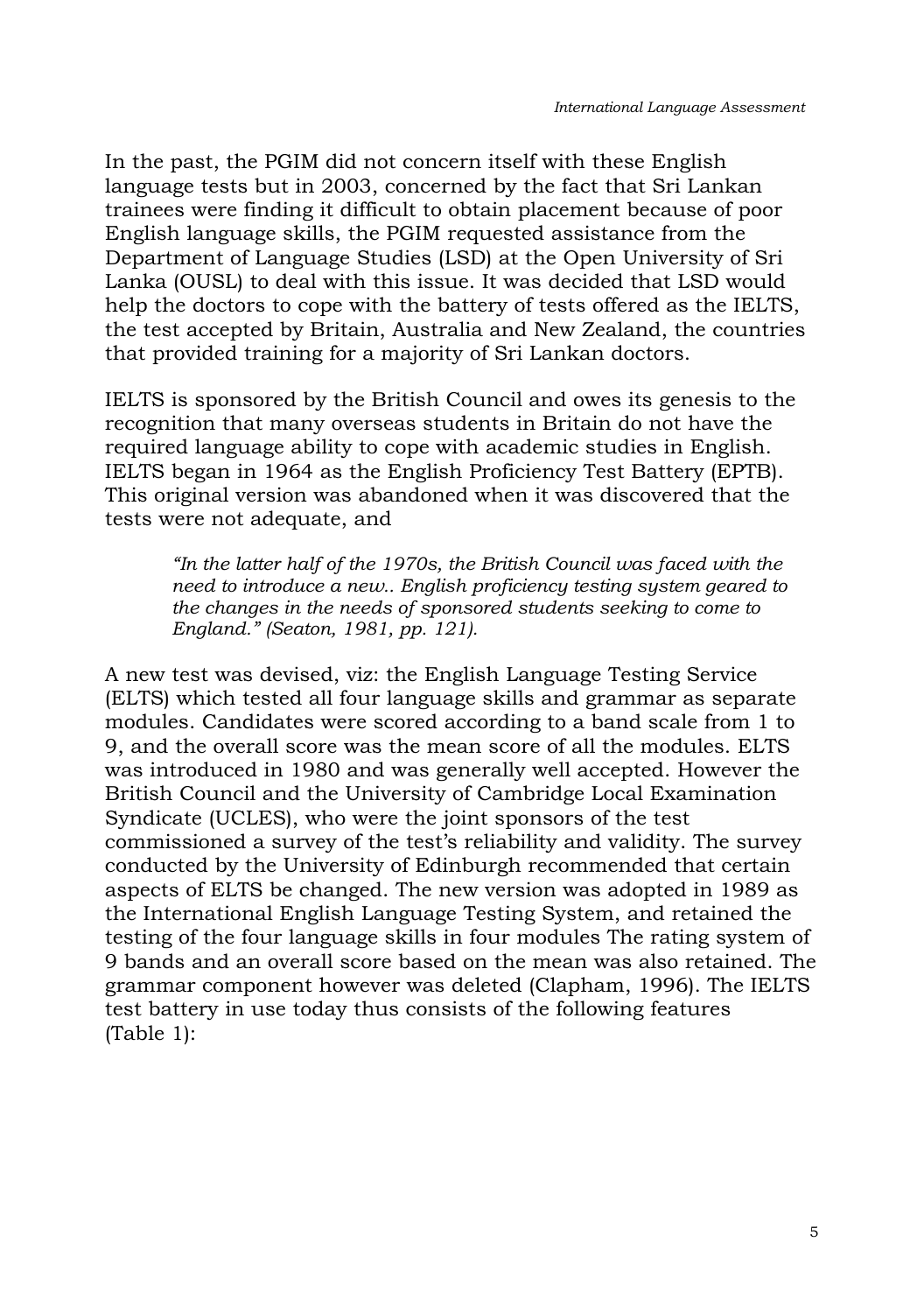In the past, the PGIM did not concern itself with these English language tests but in 2003, concerned by the fact that Sri Lankan trainees were finding it difficult to obtain placement because of poor English language skills, the PGIM requested assistance from the Department of Language Studies (LSD) at the Open University of Sri Lanka (OUSL) to deal with this issue. It was decided that LSD would help the doctors to cope with the battery of tests offered as the IELTS, the test accepted by Britain, Australia and New Zealand, the countries that provided training for a majority of Sri Lankan doctors.

IELTS is sponsored by the British Council and owes its genesis to the recognition that many overseas students in Britain do not have the required language ability to cope with academic studies in English. IELTS began in 1964 as the English Proficiency Test Battery (EPTB). This original version was abandoned when it was discovered that the tests were not adequate, and

> *"In the latter half of the 1970s, the British Council was faced with the need to introduce a new.. English proficiency testing system geared to the changes in the needs of sponsored students seeking to come to England." (Seaton, 1981, pp. 121).*

A new test was devised, viz: the English Language Testing Service (ELTS) which tested all four language skills and grammar as separate modules. Candidates were scored according to a band scale from 1 to 9, and the overall score was the mean score of all the modules. ELTS was introduced in 1980 and was generally well accepted. However the British Council and the University of Cambridge Local Examination Syndicate (UCLES), who were the joint sponsors of the test commissioned a survey of the test's reliability and validity. The survey conducted by the University of Edinburgh recommended that certain aspects of ELTS be changed. The new version was adopted in 1989 as the International English Language Testing System, and retained the testing of the four language skills in four modules The rating system of 9 bands and an overall score based on the mean was also retained. The grammar component however was deleted (Clapham, 1996). The IELTS test battery in use today thus consists of the following features (Table 1):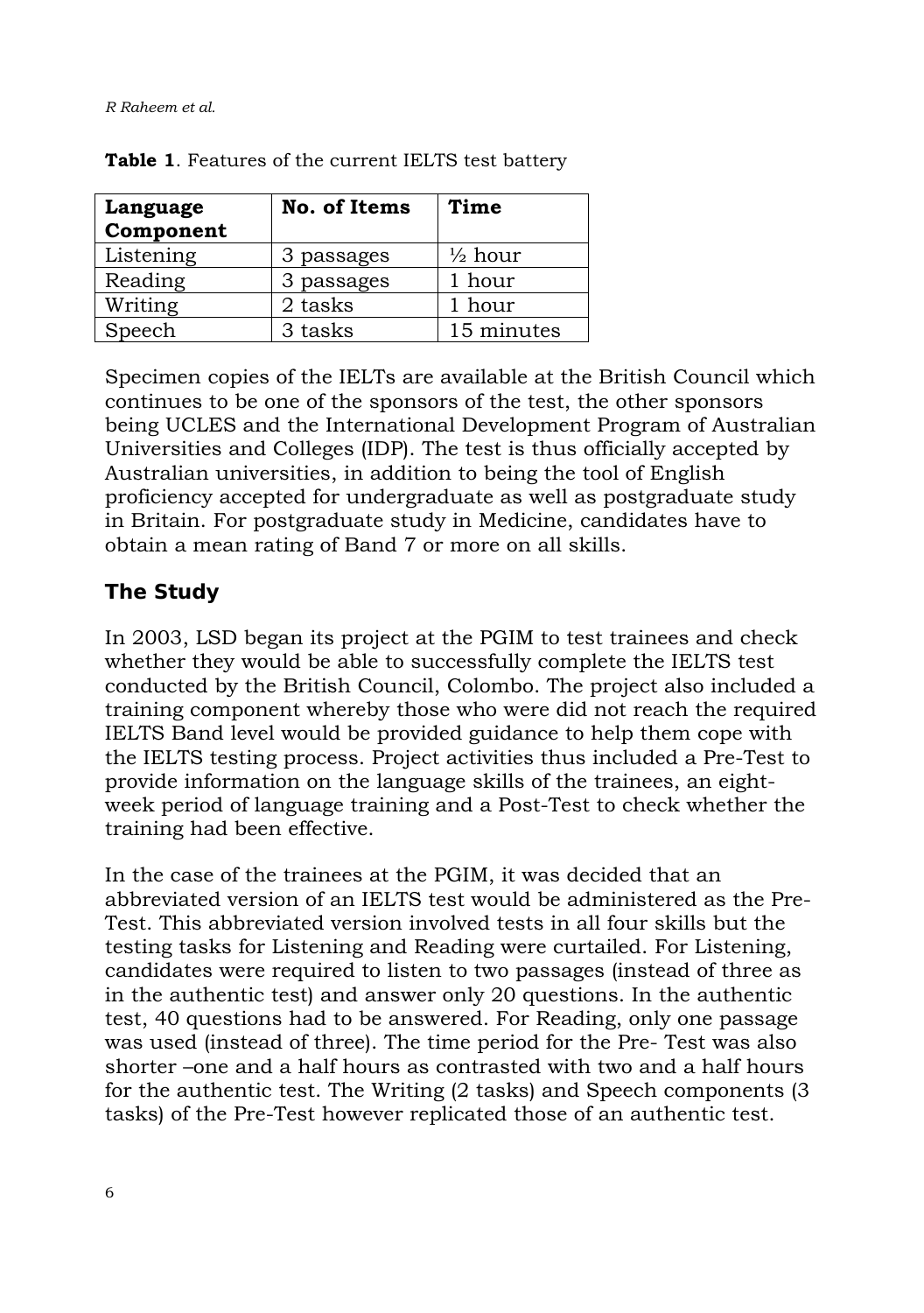**Table 1**. Features of the current IELTS test battery

| Language Component | No. of Items | Time |
|---|---|---|
| Listening | 3 passages | ½ hour |
| Reading | 3 passages | 1 hour |
| Writing | 2 tasks | 1 hour |
| Speech | 3 tasks | 15 minutes |

Specimen copies of the IELTs are available at the British Council which continues to be one of the sponsors of the test, the other sponsors being UCLES and the International Development Program of Australian Universities and Colleges (IDP). The test is thus officially accepted by Australian universities, in addition to being the tool of English proficiency accepted for undergraduate as well as postgraduate study in Britain. For postgraduate study in Medicine, candidates have to obtain a mean rating of Band 7 or more on all skills.

## The Study

In 2003, LSD began its project at the PGIM to test trainees and check whether they would be able to successfully complete the IELTS test conducted by the British Council, Colombo. The project also included a training component whereby those who were did not reach the required IELTS Band level would be provided guidance to help them cope with the IELTS testing process. Project activities thus included a Pre-Test to provide information on the language skills of the trainees, an eight-week period of language training and a Post-Test to check whether the training had been effective.

In the case of the trainees at the PGIM, it was decided that an abbreviated version of an IELTS test would be administered as the Pre-Test. This abbreviated version involved tests in all four skills but the testing tasks for Listening and Reading were curtailed. For Listening, candidates were required to listen to two passages (instead of three as in the authentic test) and answer only 20 questions. In the authentic test, 40 questions had to be answered. For Reading, only one passage was used (instead of three). The time period for the Pre- Test was also shorter –one and a half hours as contrasted with two and a half hours for the authentic test. The Writing (2 tasks) and Speech components (3 tasks) of the Pre-Test however replicated those of an authentic test.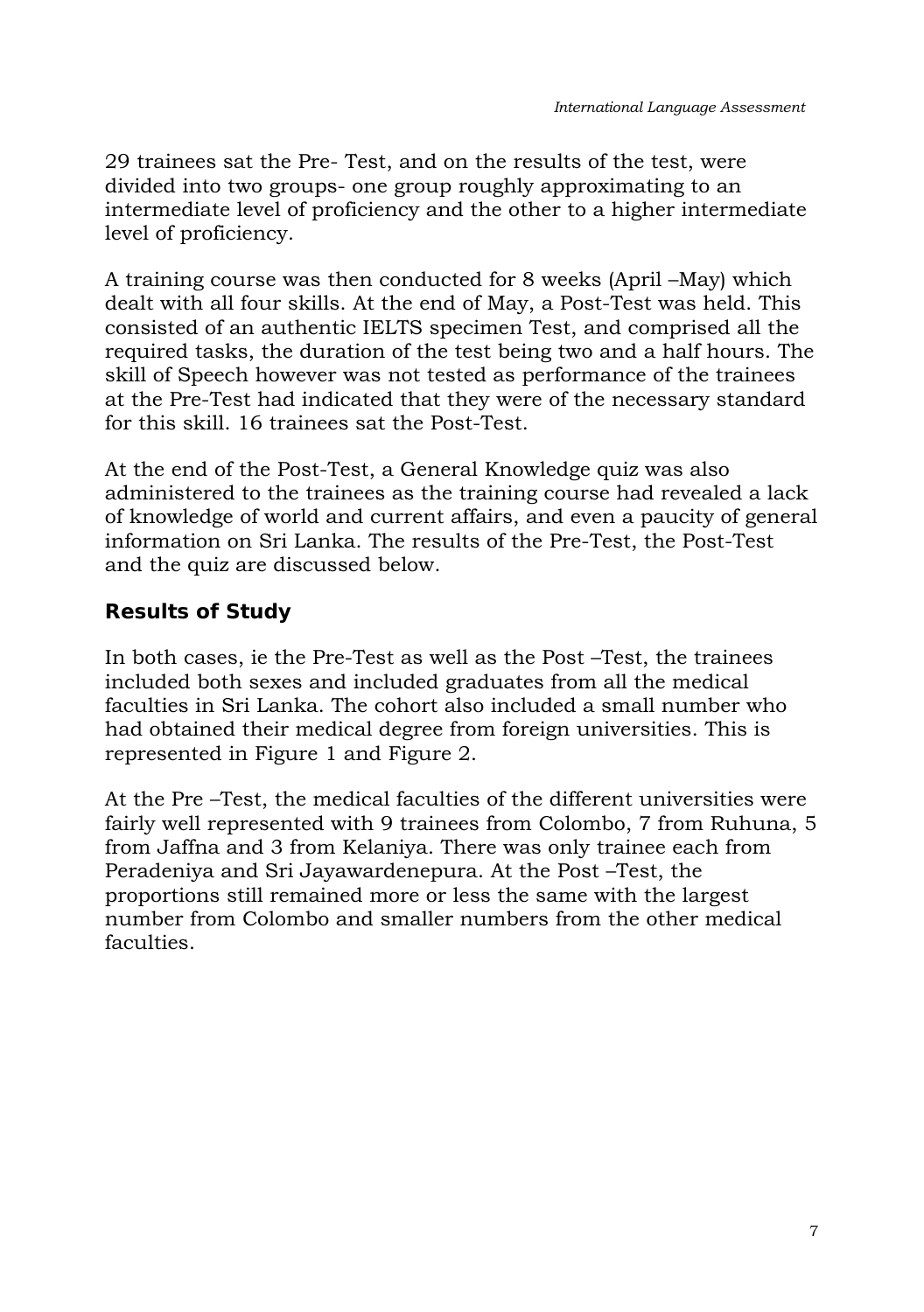29 trainees sat the Pre- Test, and on the results of the test, were divided into two groups- one group roughly approximating to an intermediate level of proficiency and the other to a higher intermediate level of proficiency.

A training course was then conducted for 8 weeks (April –May) which dealt with all four skills. At the end of May, a Post-Test was held. This consisted of an authentic IELTS specimen Test, and comprised all the required tasks, the duration of the test being two and a half hours. The skill of Speech however was not tested as performance of the trainees at the Pre-Test had indicated that they were of the necessary standard for this skill. 16 trainees sat the Post-Test.

At the end of the Post-Test, a General Knowledge quiz was also administered to the trainees as the training course had revealed a lack of knowledge of world and current affairs, and even a paucity of general information on Sri Lanka. The results of the Pre-Test, the Post-Test and the quiz are discussed below.

## Results of Study

In both cases, ie the Pre-Test as well as the Post –Test, the trainees included both sexes and included graduates from all the medical faculties in Sri Lanka. The cohort also included a small number who had obtained their medical degree from foreign universities. This is represented in Figure 1 and Figure 2.

At the Pre –Test, the medical faculties of the different universities were fairly well represented with 9 trainees from Colombo, 7 from Ruhuna, 5 from Jaffna and 3 from Kelaniya. There was only trainee each from Peradeniya and Sri Jayawardenepura. At the Post –Test, the proportions still remained more or less the same with the largest number from Colombo and smaller numbers from the other medical faculties.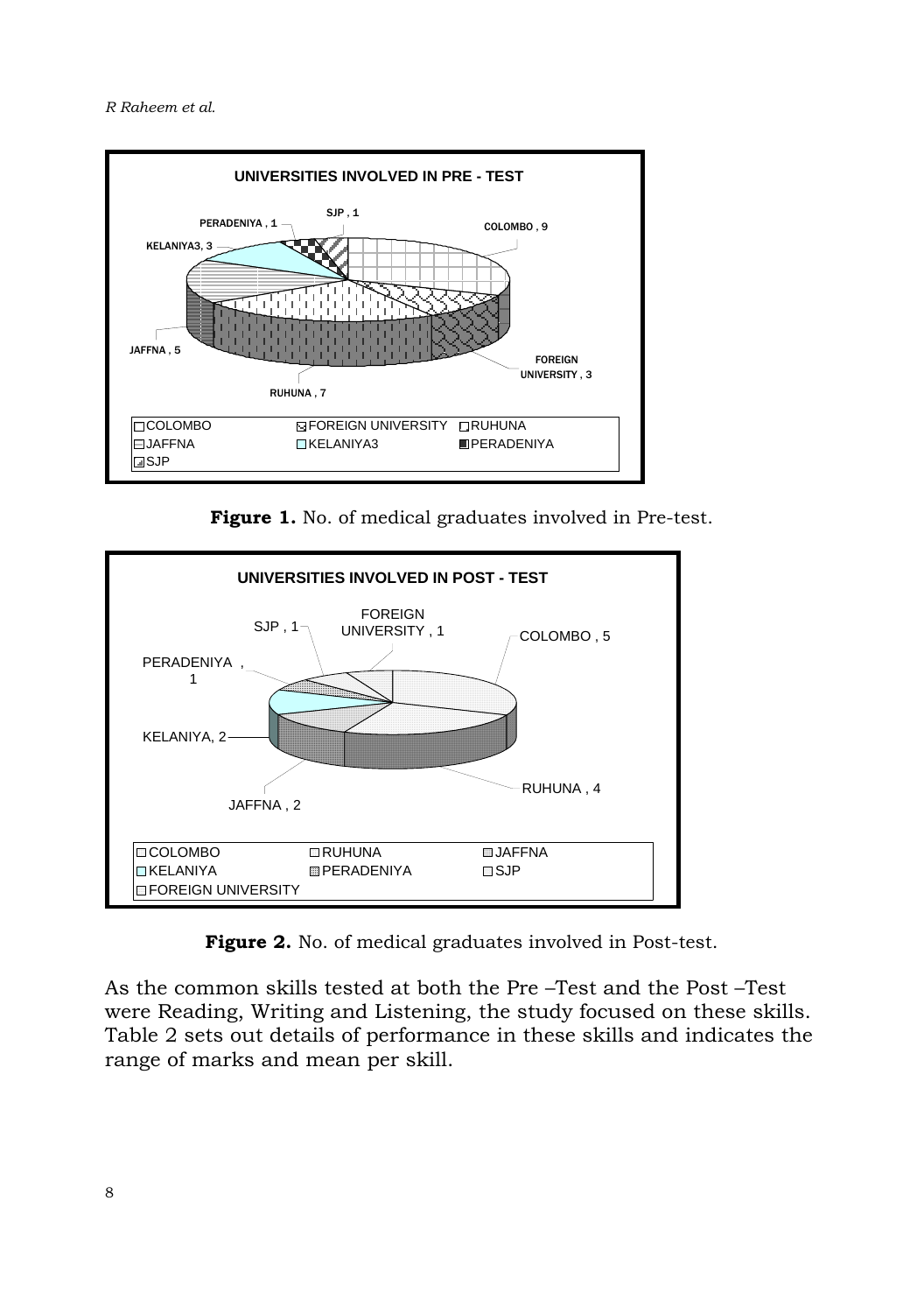**Figure 1.** No. of medical graduates involved in Pre-test.

**Figure 2.** No. of medical graduates involved in Post-test.

As the common skills tested at both the Pre –Test and the Post –Test were Reading, Writing and Listening, the study focused on these skills. Table 2 sets out details of performance in these skills and indicates the range of marks and mean per skill.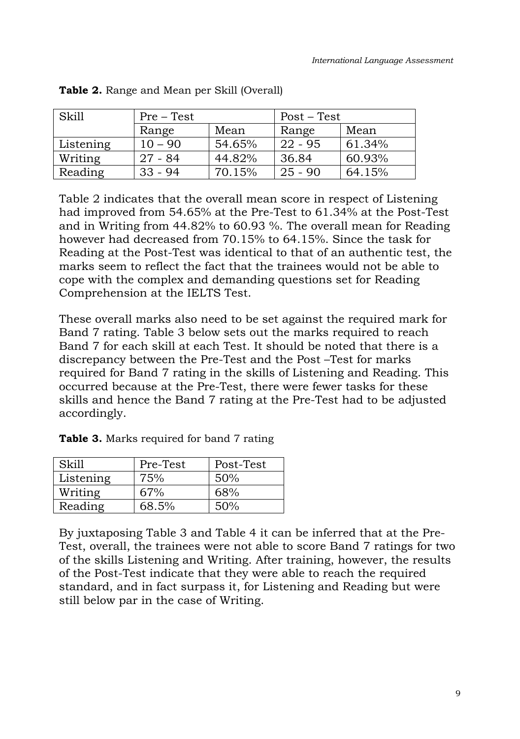**Table 2.** Range and Mean per Skill (Overall)

| Skill | Pre – Test | | Post – Test | |
|---|---|---|---|---|
| | Range | Mean | Range | Mean |
| Listening | 10 – 90 | 54.65% | 22 - 95 | 61.34% |
| Writing | 27 - 84 | 44.82% | 36.84 | 60.93% |
| Reading | 33 - 94 | 70.15% | 25 - 90 | 64.15% |

Table 2 indicates that the overall mean score in respect of Listening had improved from 54.65% at the Pre-Test to 61.34% at the Post-Test and in Writing from 44.82% to 60.93 %. The overall mean for Reading however had decreased from 70.15% to 64.15%. Since the task for Reading at the Post-Test was identical to that of an authentic test, the marks seem to reflect the fact that the trainees would not be able to cope with the complex and demanding questions set for Reading Comprehension at the IELTS Test.

These overall marks also need to be set against the required mark for Band 7 rating. Table 3 below sets out the marks required to reach Band 7 for each skill at each Test. It should be noted that there is a discrepancy between the Pre-Test and the Post –Test for marks required for Band 7 rating in the skills of Listening and Reading. This occurred because at the Pre-Test, there were fewer tasks for these skills and hence the Band 7 rating at the Pre-Test had to be adjusted accordingly.

**Table 3.** Marks required for band 7 rating

| Skill | Pre-Test | Post-Test |
|---|---|---|
| Listening | 75% | 50% |
| Writing | 67% | 68% |
| Reading | 68.5% | 50% |

By juxtaposing Table 3 and Table 4 it can be inferred that at the Pre-Test, overall, the trainees were not able to score Band 7 ratings for two of the skills Listening and Writing. After training, however, the results of the Post-Test indicate that they were able to reach the required standard, and in fact surpass it, for Listening and Reading but were still below par in the case of Writing.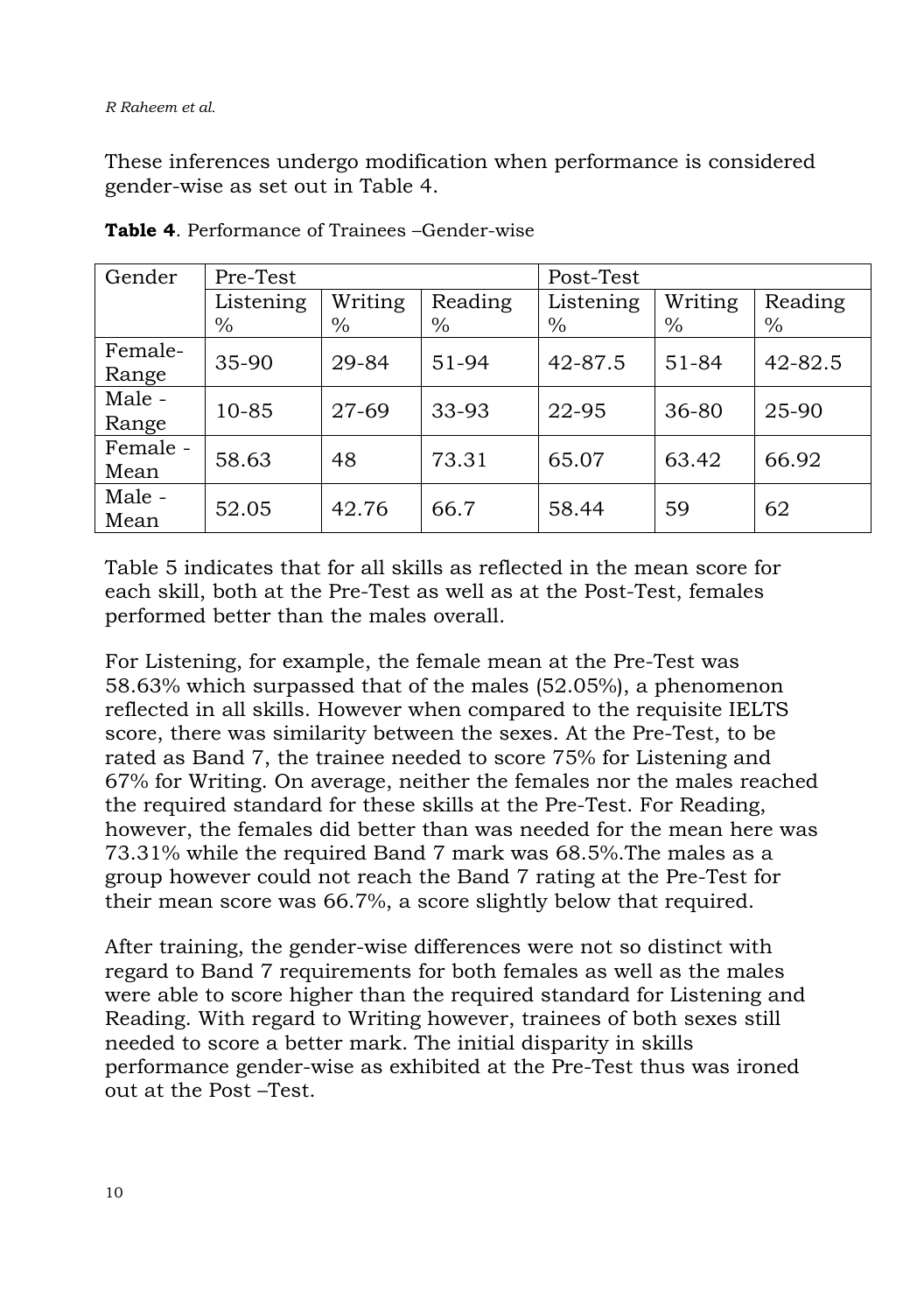These inferences undergo modification when performance is considered gender-wise as set out in Table 4.

**Table 4**. Performance of Trainees –Gender-wise

| Gender | Pre-Test | | | Post-Test | | |
|---|---|---|---|---|---|---|
| | Listening % | Writing % | Reading % | Listening % | Writing % | Reading % |
| Female-Range | 35-90 | 29-84 | 51-94 | 42-87.5 | 51-84 | 42-82.5 |
| Male - Range | 10-85 | 27-69 | 33-93 | 22-95 | 36-80 | 25-90 |
| Female - Mean | 58.63 | 48 | 73.31 | 65.07 | 63.42 | 66.92 |
| Male - Mean | 52.05 | 42.76 | 66.7 | 58.44 | 59 | 62 |

Table 5 indicates that for all skills as reflected in the mean score for each skill, both at the Pre-Test as well as at the Post-Test, females performed better than the males overall.

For Listening, for example, the female mean at the Pre-Test was 58.63% which surpassed that of the males (52.05%), a phenomenon reflected in all skills. However when compared to the requisite IELTS score, there was similarity between the sexes. At the Pre-Test, to be rated as Band 7, the trainee needed to score 75% for Listening and 67% for Writing. On average, neither the females nor the males reached the required standard for these skills at the Pre-Test. For Reading, however, the females did better than was needed for the mean here was 73.31% while the required Band 7 mark was 68.5%.The males as a group however could not reach the Band 7 rating at the Pre-Test for their mean score was 66.7%, a score slightly below that required.

After training, the gender-wise differences were not so distinct with regard to Band 7 requirements for both females as well as the males were able to score higher than the required standard for Listening and Reading. With regard to Writing however, trainees of both sexes still needed to score a better mark. The initial disparity in skills performance gender-wise as exhibited at the Pre-Test thus was ironed out at the Post –Test.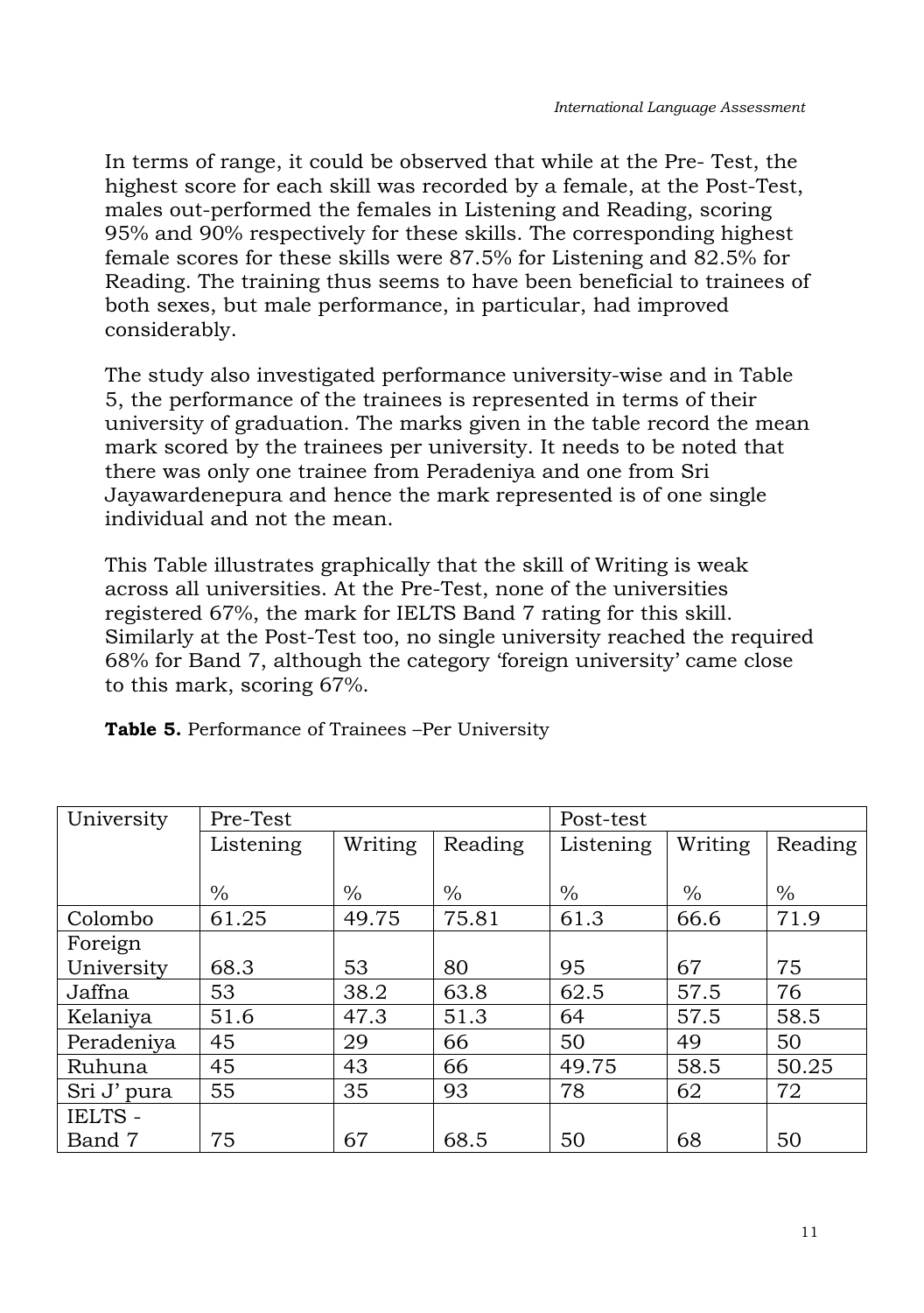In terms of range, it could be observed that while at the Pre- Test, the highest score for each skill was recorded by a female, at the Post-Test, males out-performed the females in Listening and Reading, scoring 95% and 90% respectively for these skills. The corresponding highest female scores for these skills were 87.5% for Listening and 82.5% for Reading. The training thus seems to have been beneficial to trainees of both sexes, but male performance, in particular, had improved considerably.

The study also investigated performance university-wise and in Table 5, the performance of the trainees is represented in terms of their university of graduation. The marks given in the table record the mean mark scored by the trainees per university. It needs to be noted that there was only one trainee from Peradeniya and one from Sri Jayawardenepura and hence the mark represented is of one single individual and not the mean.

This Table illustrates graphically that the skill of Writing is weak across all universities. At the Pre-Test, none of the universities registered 67%, the mark for IELTS Band 7 rating for this skill. Similarly at the Post-Test too, no single university reached the required 68% for Band 7, although the category 'foreign university' came close to this mark, scoring 67%.

**Table 5.** Performance of Trainees –Per University

| University | Pre-Test | | | Post-test | | |
|---|---|---|---|---|---|---|
| | Listening % | Writing % | Reading % | Listening % | Writing % | Reading % |
| Colombo | 61.25 | 49.75 | 75.81 | 61.3 | 66.6 | 71.9 |
| Foreign University | 68.3 | 53 | 80 | 95 | 67 | 75 |
| Jaffna | 53 | 38.2 | 63.8 | 62.5 | 57.5 | 76 |
| Kelaniya | 51.6 | 47.3 | 51.3 | 64 | 57.5 | 58.5 |
| Peradeniya | 45 | 29 | 66 | 50 | 49 | 50 |
| Ruhuna | 45 | 43 | 66 | 49.75 | 58.5 | 50.25 |
| Sri J' pura | 55 | 35 | 93 | 78 | 62 | 72 |
| IELTS - Band 7 | 75 | 67 | 68.5 | 50 | 68 | 50 |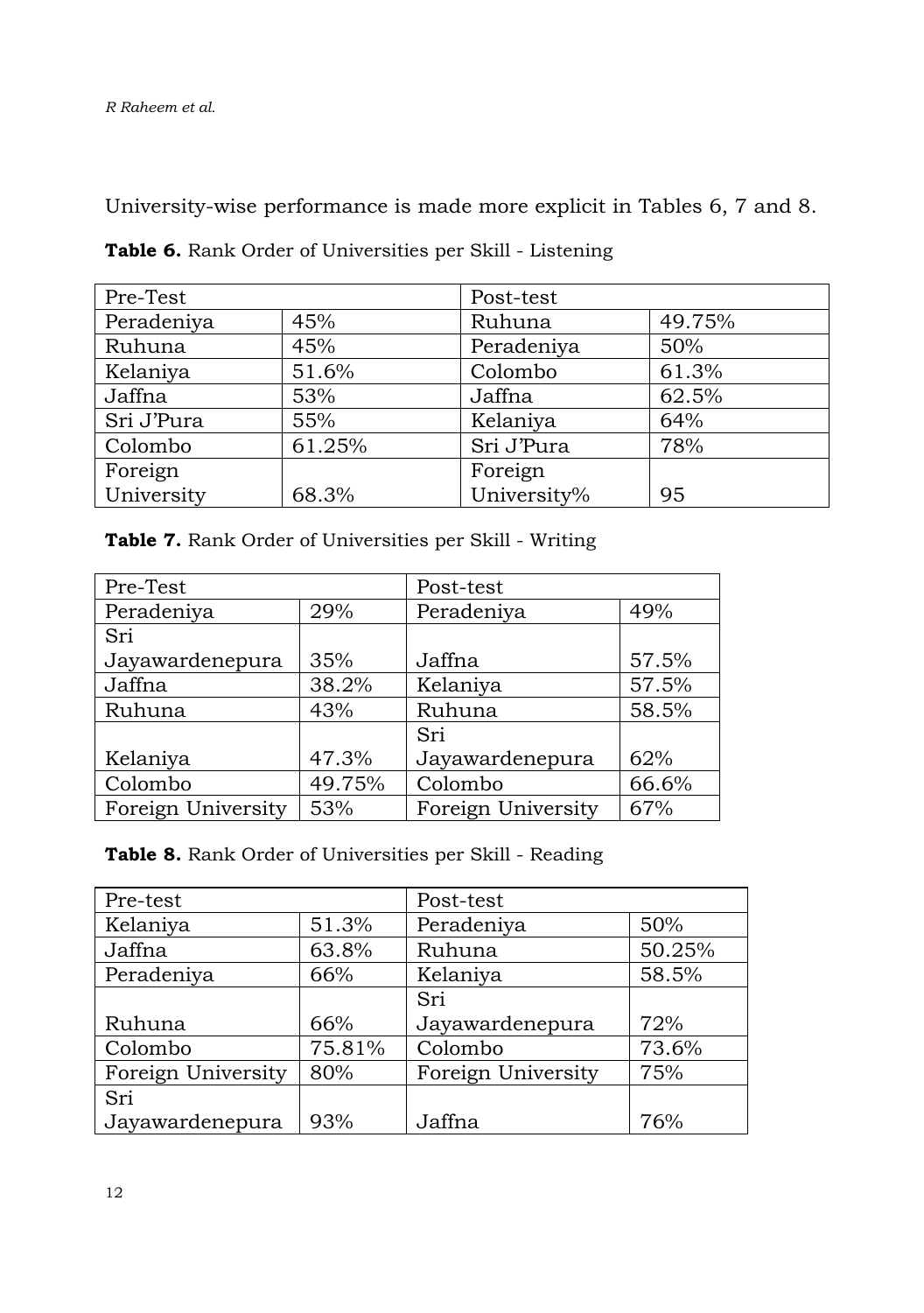University-wise performance is made more explicit in Tables 6, 7 and 8.

**Table 6.** Rank Order of Universities per Skill - Listening

| Pre-Test | | Post-test | |
|---|---|---|---|
| Peradeniya | 45% | Ruhuna | 49.75% |
| Ruhuna | 45% | Peradeniya | 50% |
| Kelaniya | 51.6% | Colombo | 61.3% |
| Jaffna | 53% | Jaffna | 62.5% |
| Sri J'Pura | 55% | Kelaniya | 64% |
| Colombo | 61.25% | Sri J'Pura | 78% |
| Foreign University | 68.3% | Foreign University% | 95 |

**Table 7.** Rank Order of Universities per Skill - Writing

| Pre-Test | | Post-test | |
|---|---|---|---|
| Peradeniya | 29% | Peradeniya | 49% |
| Sri Jayawardenepura | 35% | Jaffna | 57.5% |
| Jaffna | 38.2% | Kelaniya | 57.5% |
| Ruhuna | 43% | Ruhuna | 58.5% |
| Kelaniya | 47.3% | Sri Jayawardenepura | 62% |
| Colombo | 49.75% | Colombo | 66.6% |
| Foreign University | 53% | Foreign University | 67% |

**Table 8.** Rank Order of Universities per Skill - Reading

| Pre-test | | Post-test | |
|---|---|---|---|
| Kelaniya | 51.3% | Peradeniya | 50% |
| Jaffna | 63.8% | Ruhuna | 50.25% |
| Peradeniya | 66% | Kelaniya | 58.5% |
| Ruhuna | 66% | Sri Jayawardenepura | 72% |
| Colombo | 75.81% | Colombo | 73.6% |
| Foreign University | 80% | Foreign University | 75% |
| Sri Jayawardenepura | 93% | Jaffna | 76% |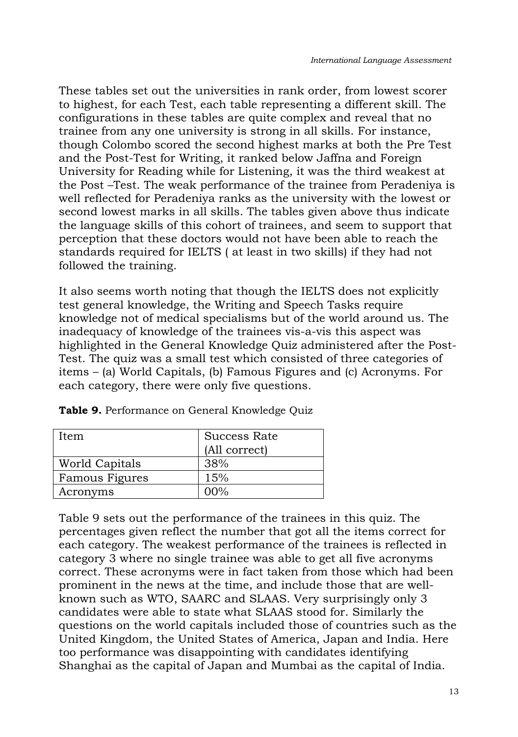These tables set out the universities in rank order, from lowest scorer to highest, for each Test, each table representing a different skill. The configurations in these tables are quite complex and reveal that no trainee from any one university is strong in all skills. For instance, though Colombo scored the second highest marks at both the Pre Test and the Post-Test for Writing, it ranked below Jaffna and Foreign University for Reading while for Listening, it was the third weakest at the Post –Test. The weak performance of the trainee from Peradeniya is well reflected for Peradeniya ranks as the university with the lowest or second lowest marks in all skills. The tables given above thus indicate the language skills of this cohort of trainees, and seem to support that perception that these doctors would not have been able to reach the standards required for IELTS ( at least in two skills) if they had not followed the training.

It also seems worth noting that though the IELTS does not explicitly test general knowledge, the Writing and Speech Tasks require knowledge not of medical specialisms but of the world around us. The inadequacy of knowledge of the trainees vis-a-vis this aspect was highlighted in the General Knowledge Quiz administered after the Post-Test. The quiz was a small test which consisted of three categories of items – (a) World Capitals, (b) Famous Figures and (c) Acronyms. For each category, there were only five questions.

**Table 9.** Performance on General Knowledge Quiz

| Item | Success Rate (All correct) |
|---|---|
| World Capitals | 38% |
| Famous Figures | 15% |
| Acronyms | 00% |

Table 9 sets out the performance of the trainees in this quiz. The percentages given reflect the number that got all the items correct for each category. The weakest performance of the trainees is reflected in category 3 where no single trainee was able to get all five acronyms correct. These acronyms were in fact taken from those which had been prominent in the news at the time, and include those that are well-known such as WTO, SAARC and SLAAS. Very surprisingly only 3 candidates were able to state what SLAAS stood for. Similarly the questions on the world capitals included those of countries such as the United Kingdom, the United States of America, Japan and India. Here too performance was disappointing with candidates identifying Shanghai as the capital of Japan and Mumbai as the capital of India.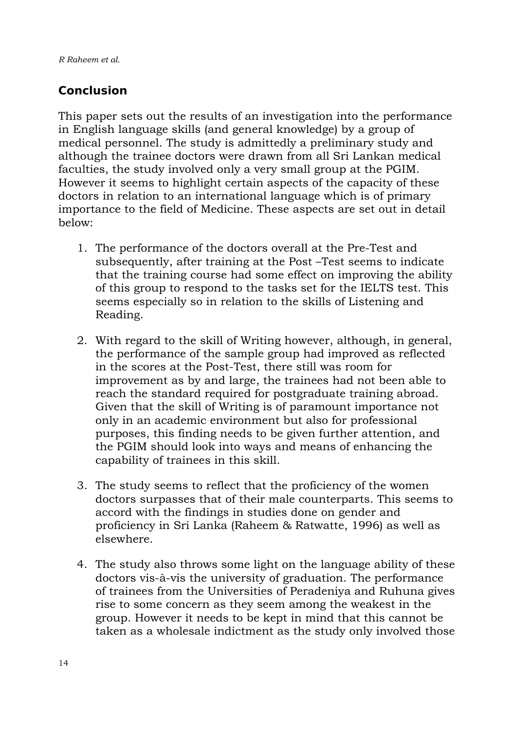## Conclusion

This paper sets out the results of an investigation into the performance in English language skills (and general knowledge) by a group of medical personnel. The study is admittedly a preliminary study and although the trainee doctors were drawn from all Sri Lankan medical faculties, the study involved only a very small group at the PGIM. However it seems to highlight certain aspects of the capacity of these doctors in relation to an international language which is of primary importance to the field of Medicine. These aspects are set out in detail below:

1. The performance of the doctors overall at the Pre-Test and subsequently, after training at the Post –Test seems to indicate that the training course had some effect on improving the ability of this group to respond to the tasks set for the IELTS test. This seems especially so in relation to the skills of Listening and Reading.

2. With regard to the skill of Writing however, although, in general, the performance of the sample group had improved as reflected in the scores at the Post-Test, there still was room for improvement as by and large, the trainees had not been able to reach the standard required for postgraduate training abroad. Given that the skill of Writing is of paramount importance not only in an academic environment but also for professional purposes, this finding needs to be given further attention, and the PGIM should look into ways and means of enhancing the capability of trainees in this skill.

3. The study seems to reflect that the proficiency of the women doctors surpasses that of their male counterparts. This seems to accord with the findings in studies done on gender and proficiency in Sri Lanka (Raheem & Ratwatte, 1996) as well as elsewhere.

4. The study also throws some light on the language ability of these doctors vis-à-vis the university of graduation. The performance of trainees from the Universities of Peradeniya and Ruhuna gives rise to some concern as they seem among the weakest in the group. However it needs to be kept in mind that this cannot be taken as a wholesale indictment as the study only involved those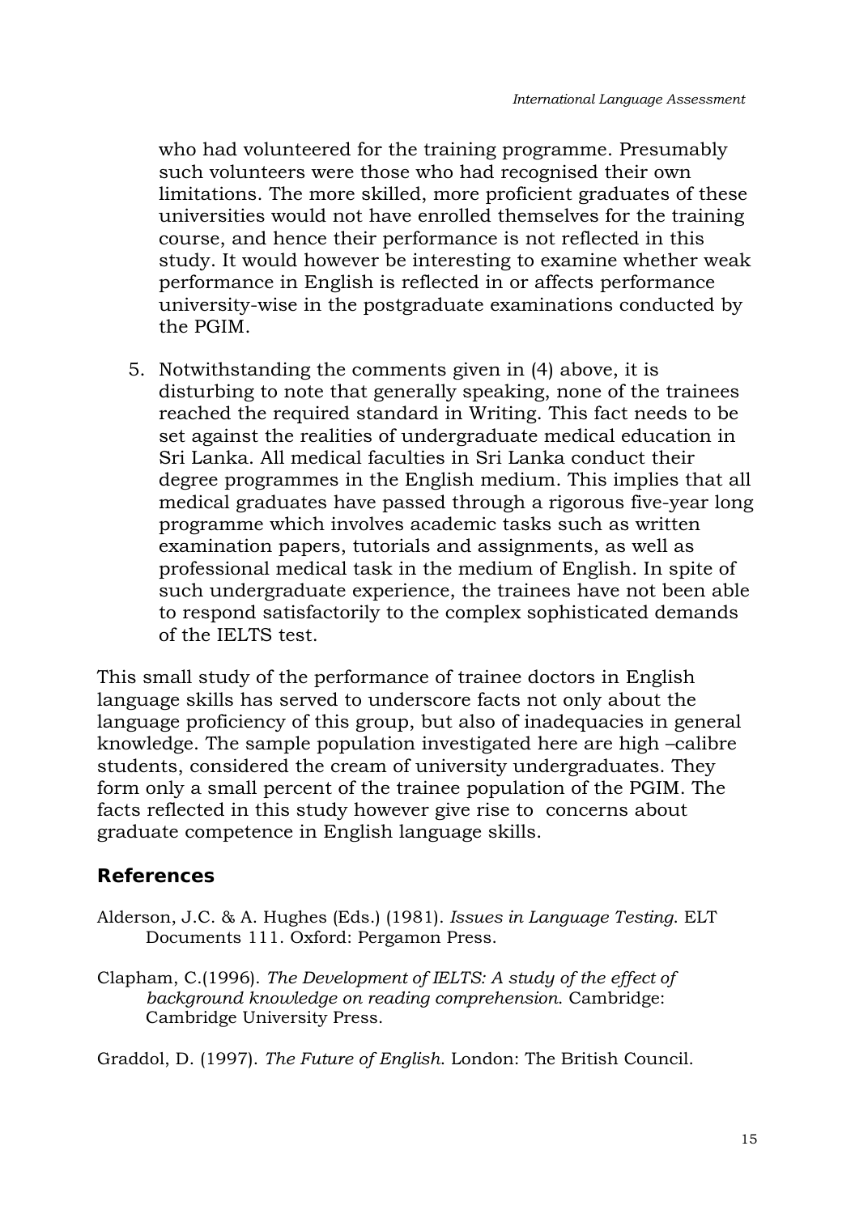who had volunteered for the training programme. Presumably such volunteers were those who had recognised their own limitations. The more skilled, more proficient graduates of these universities would not have enrolled themselves for the training course, and hence their performance is not reflected in this study. It would however be interesting to examine whether weak performance in English is reflected in or affects performance university-wise in the postgraduate examinations conducted by the PGIM.

5. Notwithstanding the comments given in (4) above, it is disturbing to note that generally speaking, none of the trainees reached the required standard in Writing. This fact needs to be set against the realities of undergraduate medical education in Sri Lanka. All medical faculties in Sri Lanka conduct their degree programmes in the English medium. This implies that all medical graduates have passed through a rigorous five-year long programme which involves academic tasks such as written examination papers, tutorials and assignments, as well as professional medical task in the medium of English. In spite of such undergraduate experience, the trainees have not been able to respond satisfactorily to the complex sophisticated demands of the IELTS test.

This small study of the performance of trainee doctors in English language skills has served to underscore facts not only about the language proficiency of this group, but also of inadequacies in general knowledge. The sample population investigated here are high –calibre students, considered the cream of university undergraduates. They form only a small percent of the trainee population of the PGIM. The facts reflected in this study however give rise to concerns about graduate competence in English language skills.

## References

Alderson, J.C. & A. Hughes (Eds.) (1981). *Issues in Language Testing.* ELT Documents 111. Oxford: Pergamon Press.

Clapham, C.(1996). *The Development of IELTS: A study of the effect of background knowledge on reading comprehension.* Cambridge: Cambridge University Press.

Graddol, D. (1997). *The Future of English.* London: The British Council.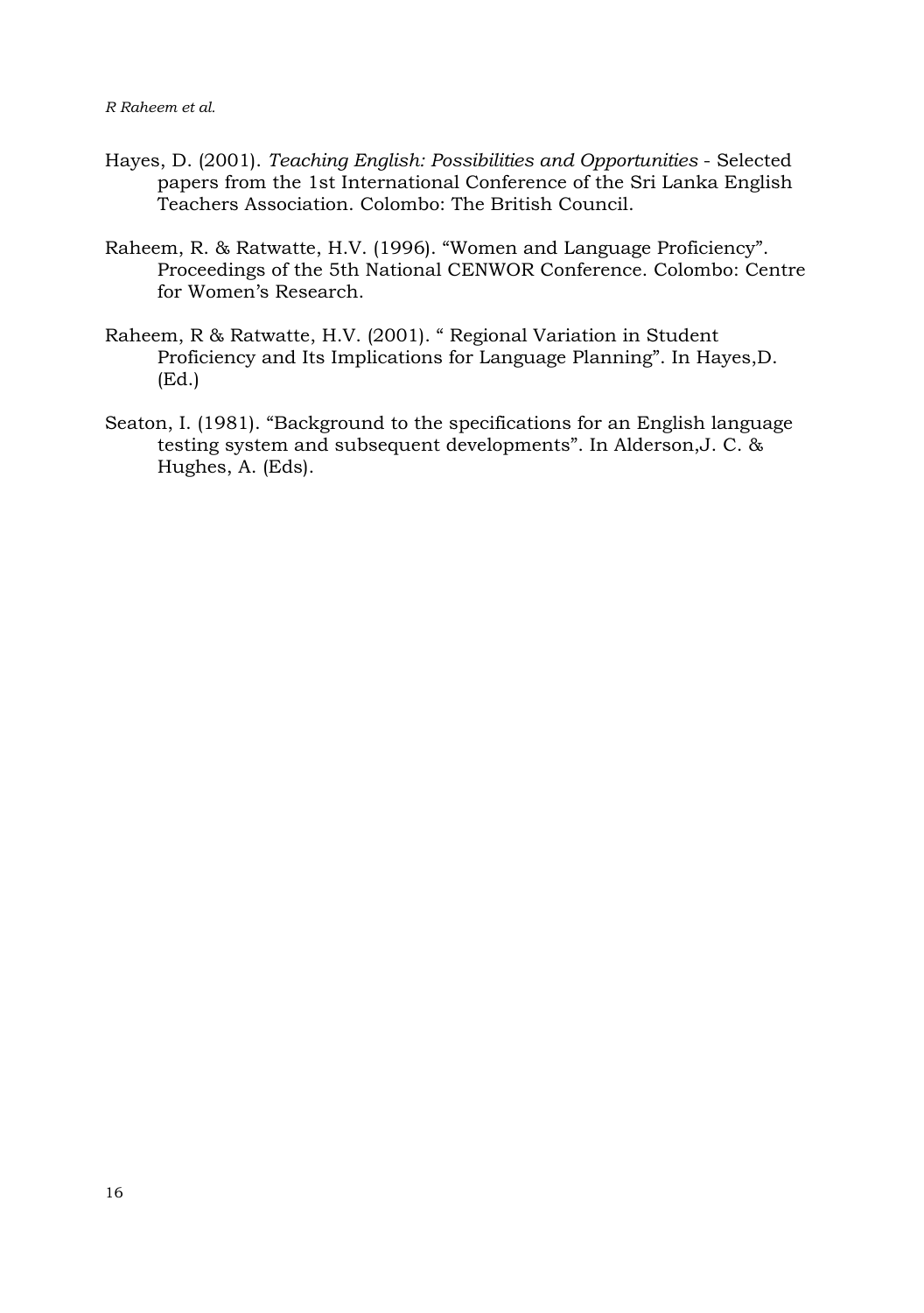Hayes, D. (2001). *Teaching English: Possibilities and Opportunities* - Selected papers from the 1st International Conference of the Sri Lanka English Teachers Association. Colombo: The British Council.

Raheem, R. & Ratwatte, H.V. (1996). "Women and Language Proficiency". Proceedings of the 5th National CENWOR Conference. Colombo: Centre for Women's Research.

Raheem, R & Ratwatte, H.V. (2001). " Regional Variation in Student Proficiency and Its Implications for Language Planning". In Hayes,D. (Ed.)

Seaton, I. (1981). "Background to the specifications for an English language testing system and subsequent developments". In Alderson,J. C. & Hughes, A. (Eds).